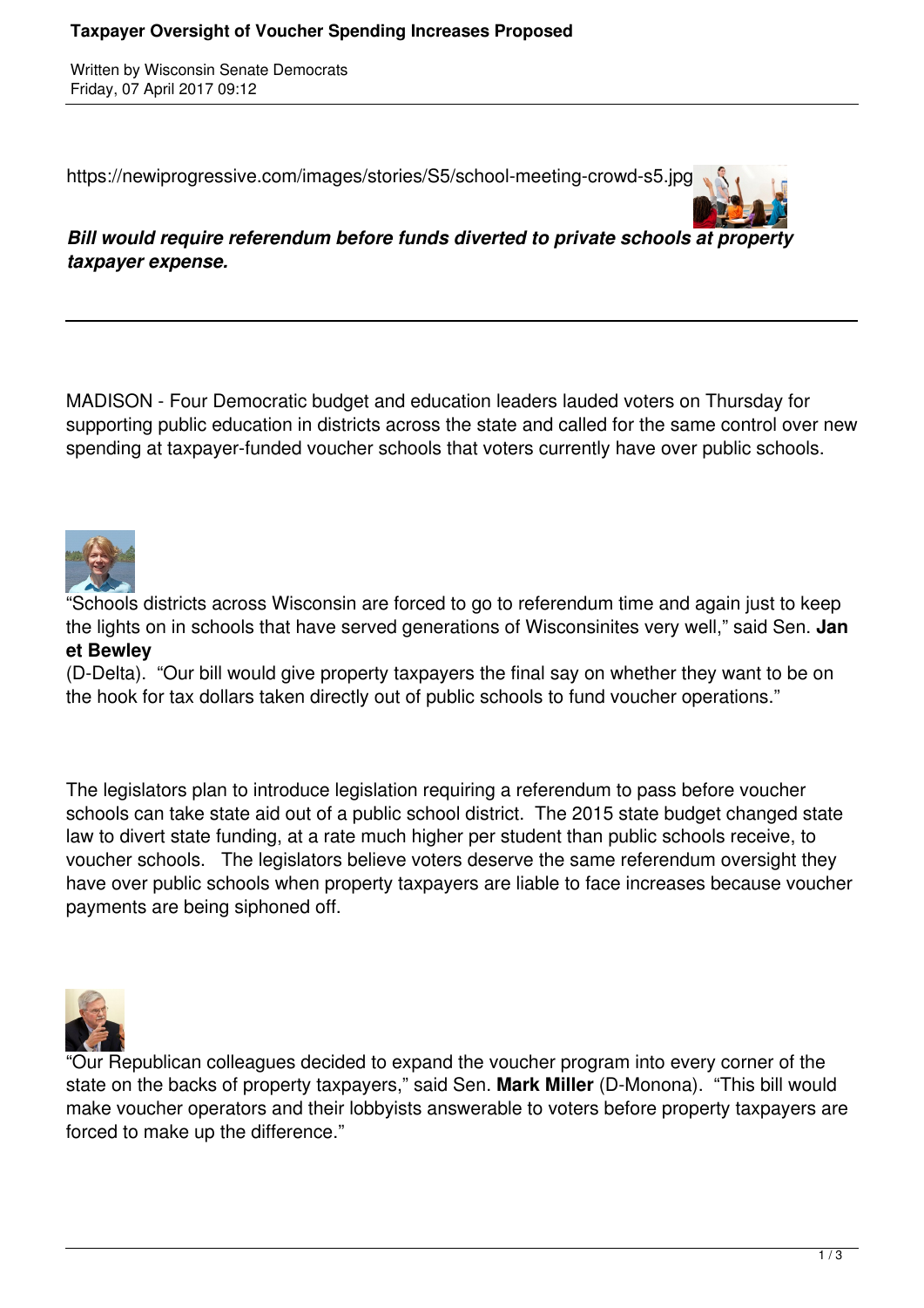# Taxpayer Oversight of Voucher Spending Increases Proposed

Written by Wisconsin Senate Democrats
Friday, 07 April 2017 09:12

https://newiprogressive.com/images/stories/S5/school-meeting-crowd-s5.jpg

***Bill would require referendum before funds diverted to private schools at property taxpayer expense.***

---

MADISON - Four Democratic budget and education leaders lauded voters on Thursday for supporting public education in districts across the state and called for the same control over new spending at taxpayer-funded voucher schools that voters currently have over public schools.

"Schools districts across Wisconsin are forced to go to referendum time and again just to keep the lights on in schools that have served generations of Wisconsinites very well," said Sen. **Janet Bewley** (D-Delta). "Our bill would give property taxpayers the final say on whether they want to be on the hook for tax dollars taken directly out of public schools to fund voucher operations."

The legislators plan to introduce legislation requiring a referendum to pass before voucher schools can take state aid out of a public school district. The 2015 state budget changed state law to divert state funding, at a rate much higher per student than public schools receive, to voucher schools. The legislators believe voters deserve the same referendum oversight they have over public schools when property taxpayers are liable to face increases because voucher payments are being siphoned off.

"Our Republican colleagues decided to expand the voucher program into every corner of the state on the backs of property taxpayers," said Sen. **Mark Miller** (D-Monona). "This bill would make voucher operators and their lobbyists answerable to voters before property taxpayers are forced to make up the difference."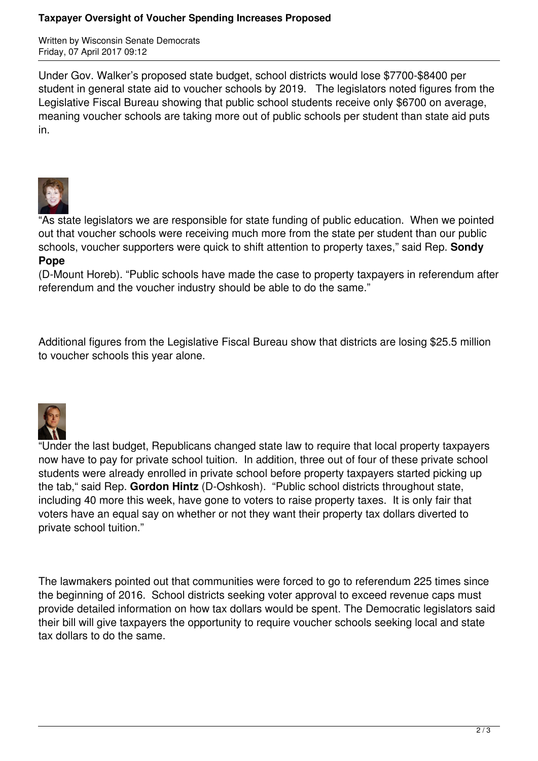Under Gov. Walker's proposed state budget, school districts would lose $7700-$8400 per student in general state aid to voucher schools by 2019. The legislators noted figures from the Legislative Fiscal Bureau showing that public school students receive only $6700 on average, meaning voucher schools are taking more out of public schools per student than state aid puts in.

"As state legislators we are responsible for state funding of public education. When we pointed out that voucher schools were receiving much more from the state per student than our public schools, voucher supporters were quick to shift attention to property taxes," said Rep. **Sondy Pope** (D-Mount Horeb). "Public schools have made the case to property taxpayers in referendum after referendum and the voucher industry should be able to do the same."

Additional figures from the Legislative Fiscal Bureau show that districts are losing $25.5 million to voucher schools this year alone.

"Under the last budget, Republicans changed state law to require that local property taxpayers now have to pay for private school tuition. In addition, three out of four of these private school students were already enrolled in private school before property taxpayers started picking up the tab," said Rep. **Gordon Hintz** (D-Oshkosh). "Public school districts throughout state, including 40 more this week, have gone to voters to raise property taxes. It is only fair that voters have an equal say on whether or not they want their property tax dollars diverted to private school tuition."

The lawmakers pointed out that communities were forced to go to referendum 225 times since the beginning of 2016. School districts seeking voter approval to exceed revenue caps must provide detailed information on how tax dollars would be spent. The Democratic legislators said their bill will give taxpayers the opportunity to require voucher schools seeking local and state tax dollars to do the same.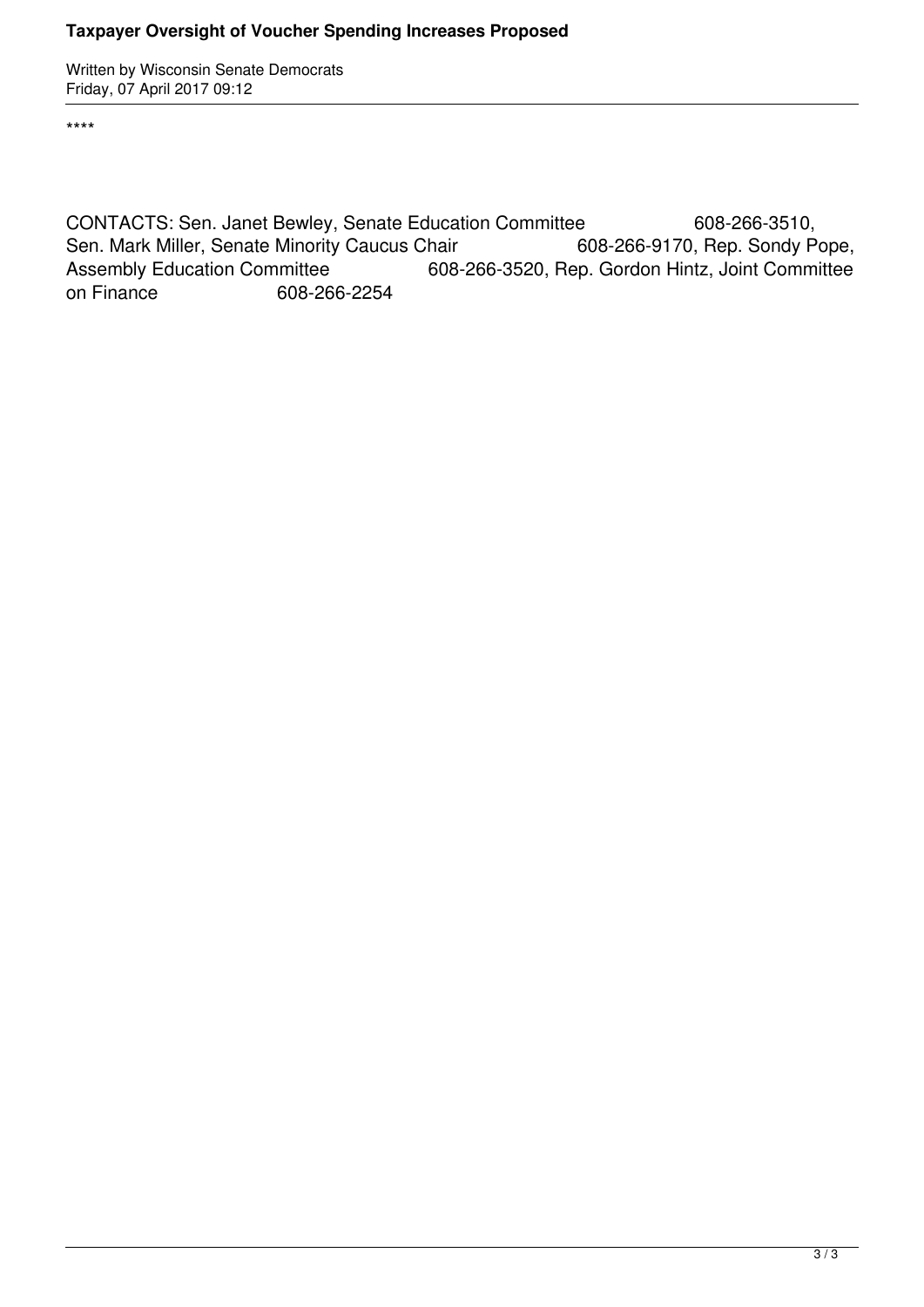****

CONTACTS: Sen. Janet Bewley, Senate Education Committee 608-266-3510, Sen. Mark Miller, Senate Minority Caucus Chair 608-266-9170, Rep. Sondy Pope, Assembly Education Committee 608-266-3520, Rep. Gordon Hintz, Joint Committee on Finance 608-266-2254